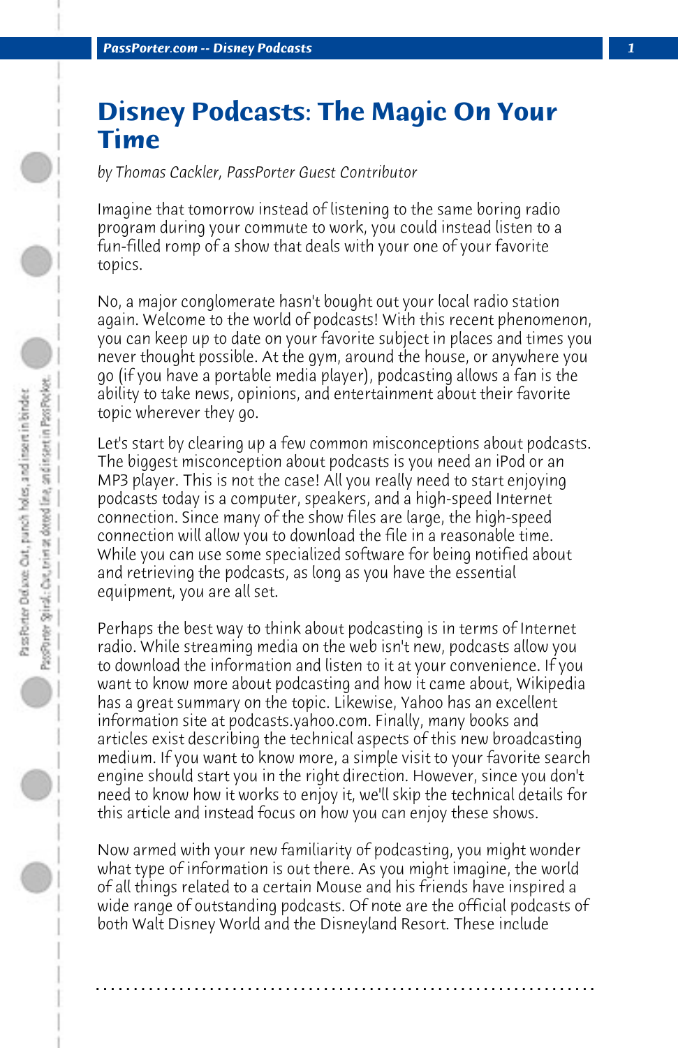# Disney Podcasts: The Magic On Your Time

*by Thomas Cackler, PassPorter Guest Contributor*

Imagine that tomorrow instead of listening to the same boring radio program during your commute to work, you could instead listen to a fun-filled romp of a show that deals with your one of your favorite topics.

No, a major conglomerate hasn't bought out your local radio station again. Welcome to the world of podcasts! With this recent phenomenon, you can keep up to date on your favorite subject in places and times you never thought possible. At the gym, around the house, or anywhere you go (if you have a portable media player), podcasting allows a fan is the ability to take news, opinions, and entertainment about their favorite topic wherever they go.

Let's start by clearing up a few common misconceptions about podcasts. The biggest misconception about podcasts is you need an iPod or an MP3 player. This is not the case! All you really need to start enjoying podcasts today is a computer, speakers, and a high-speed Internet connection. Since many of the show files are large, the high-speed connection will allow you to download the file in a reasonable time. While you can use some specialized software for being notified about and retrieving the podcasts, as long as you have the essential equipment, you are all set.

Perhaps the best way to think about podcasting is in terms of Internet radio. While streaming media on the web isn't new, podcasts allow you to download the information and listen to it at your convenience. If you want to know more about podcasting and how it came about, Wikipedia has a great summary on the topic. Likewise, Yahoo has an excellent information site at podcasts.yahoo.com. Finally, many books and articles exist describing the technical aspects of this new broadcasting medium. If you want to know more, a simple visit to your favorite search engine should start you in the right direction. However, since you don't need to know how it works to enjoy it, we'll skip the technical details for this article and instead focus on how you can enjoy these shows.

Now armed with your new familiarity of podcasting, you might wonder what type of information is out there. As you might imagine, the world of all things related to a certain Mouse and his friends have inspired a wide range of outstanding podcasts. Of note are the official podcasts of both Walt Disney World and the Disneyland Resort. These include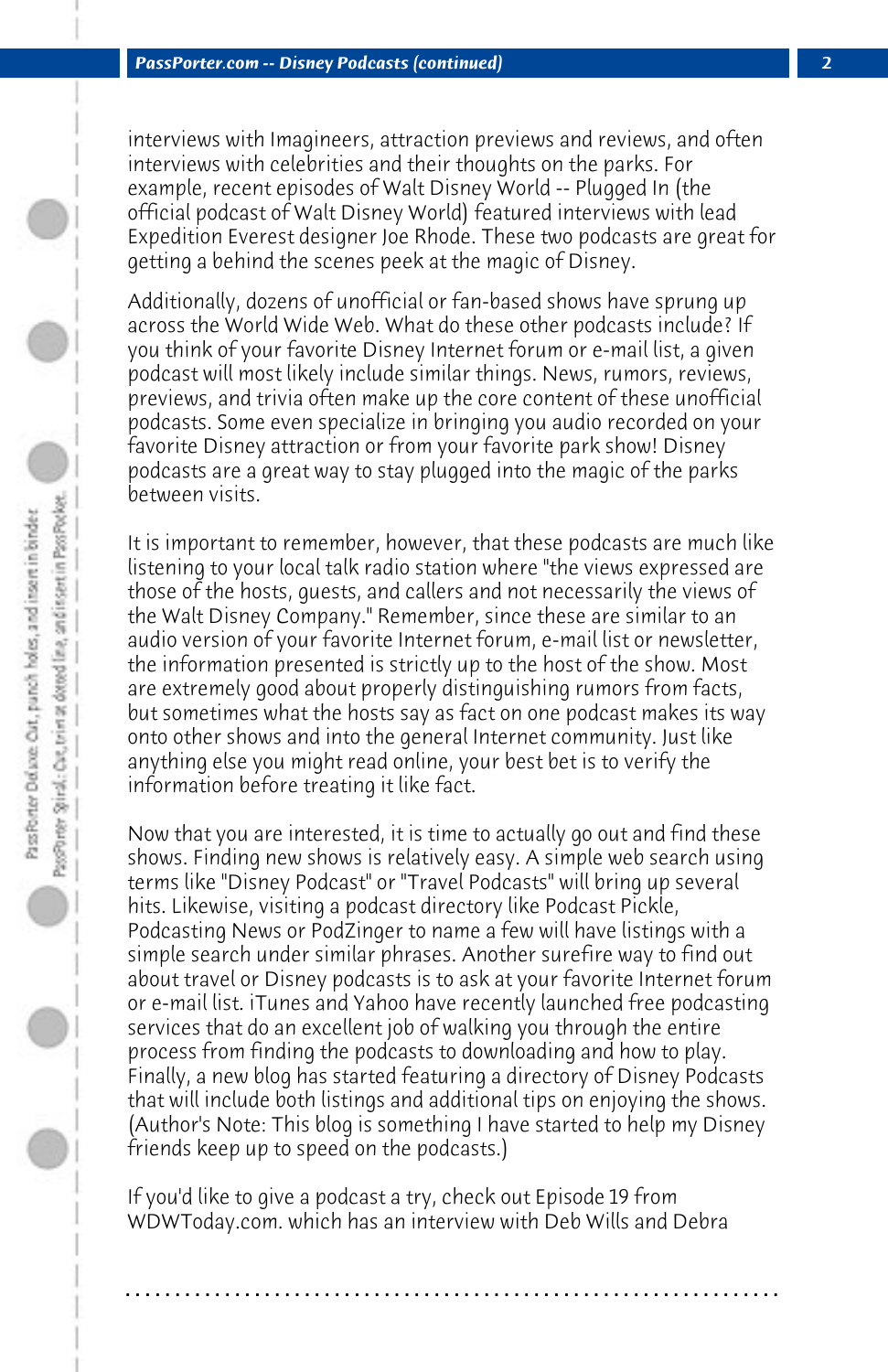interviews with Imagineers, attraction previews and reviews, and often interviews with celebrities and their thoughts on the parks. For example, recent episodes of Walt Disney World -- Plugged In (the official podcast of Walt Disney World) featured interviews with lead Expedition Everest designer Joe Rhode. These two podcasts are great for getting a behind the scenes peek at the magic of Disney.

Additionally, dozens of unofficial or fan-based shows have sprung up across the World Wide Web. What do these other podcasts include? If you think of your favorite Disney Internet forum or e-mail list, a given podcast will most likely include similar things. News, rumors, reviews, previews, and trivia often make up the core content of these unofficial podcasts. Some even specialize in bringing you audio recorded on your favorite Disney attraction or from your favorite park show! Disney podcasts are a great way to stay plugged into the magic of the parks between visits.

It is important to remember, however, that these podcasts are much like listening to your local talk radio station where "the views expressed are those of the hosts, guests, and callers and not necessarily the views of the Walt Disney Company." Remember, since these are similar to an audio version of your favorite Internet forum, e-mail list or newsletter, the information presented is strictly up to the host of the show. Most are extremely good about properly distinguishing rumors from facts, but sometimes what the hosts say as fact on one podcast makes its way onto other shows and into the general Internet community. Just like anything else you might read online, your best bet is to verify the information before treating it like fact.

Now that you are interested, it is time to actually go out and find these shows. Finding new shows is relatively easy. A simple web search using terms like "Disney Podcast" or "Travel Podcasts" will bring up several hits. Likewise, visiting a podcast directory like Podcast Pickle, Podcasting News or PodZinger to name a few will have listings with a simple search under similar phrases. Another surefire way to find out about travel or Disney podcasts is to ask at your favorite Internet forum or e-mail list. iTunes and Yahoo have recently launched free podcasting services that do an excellent job of walking you through the entire process from finding the podcasts to downloading and how to play. Finally, a new blog has started featuring a directory of Disney Podcasts that will include both listings and additional tips on enjoying the shows. (Author's Note: This blog is something I have started to help my Disney friends keep up to speed on the podcasts.)

If you'd like to give a podcast a try, check out Episode 19 from WDWToday.com. which has an interview with Deb Wills and Debra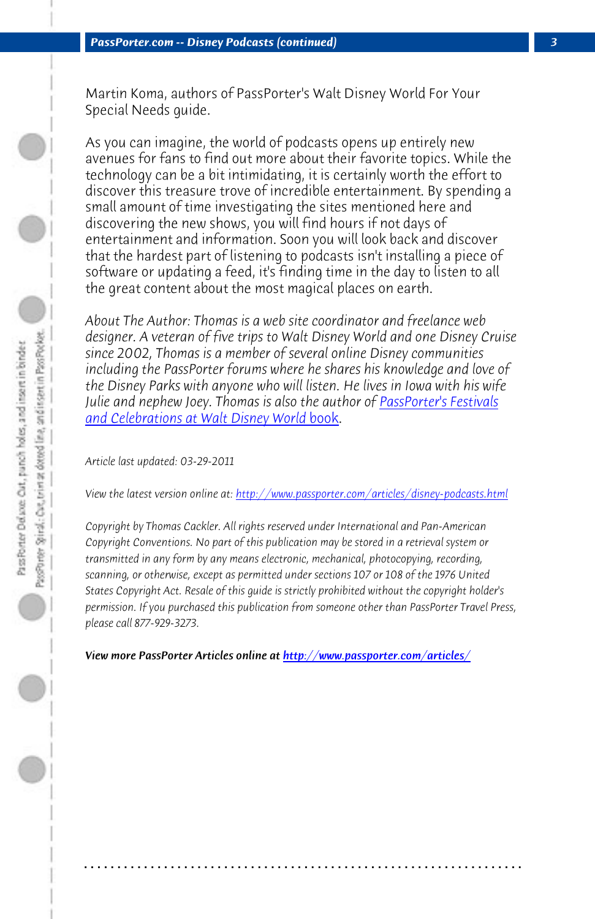Martin Koma, authors of PassPorter's Walt Disney World For Your Special Needs guide.

As you can imagine, the world of podcasts opens up entirely new avenues for fans to find out more about their favorite topics. While the technology can be a bit intimidating, it is certainly worth the effort to discover this treasure trove of incredible entertainment. By spending a small amount of time investigating the sites mentioned here and discovering the new shows, you will find hours if not days of entertainment and information. Soon you will look back and discover that the hardest part of listening to podcasts isn't installing a piece of software or updating a feed, it's finding time in the day to listen to all the great content about the most magical places on earth.

*About The Author: Thomas is a web site coordinator and freelance web designer. A veteran of five trips to Walt Disney World and one Disney Cruise since 2002, Thomas is a member of several online Disney communities including the PassPorter forums where he shares his knowledge and love of the Disney Parks with anyone who will listen. He lives in Iowa with his wife Julie and nephew Joey. Thomas is also the author of PassPorter's Festivals and Celebrations at Walt Disney World book.*

*Article last updated: 03-29-2011*

*View the latest version online at: http://www.passporter.com/articles/disney-podcasts.html*

*Copyright by Thomas Cackler. All rights reserved under International and Pan-American Copyright Conventions. No part of this publication may be stored in a retrieval system or transmitted in any form by any means electronic, mechanical, photocopying, recording, scanning, or otherwise, except as permitted under sections 107 or 108 of the 1976 United States Copyright Act. Resale of this guide is strictly prohibited without the copyright holder's permission. If you purchased this publication from someone other than PassPorter Travel Press, please call 877-929-3273.*

***View more PassPorter Articles online at http://www.passporter.com/articles/***